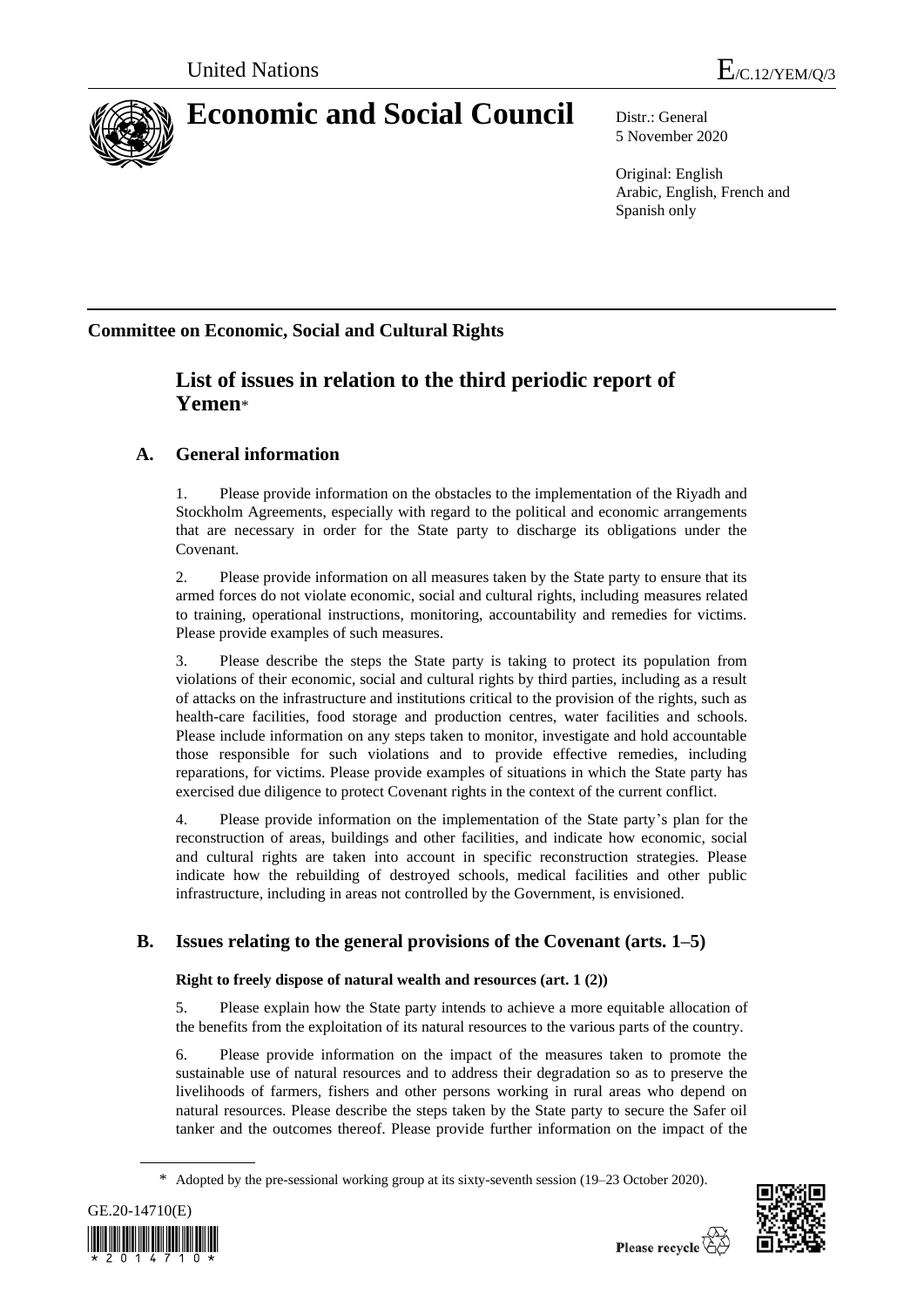United Nations

E/C.12/YEM/Q/3

# Economic and Social Council

Distr.: General
5 November 2020

Original: English
Arabic, English, French and Spanish only

**Committee on Economic, Social and Cultural Rights**

## List of issues in relation to the third periodic report of Yemen*

### A. General information

1. Please provide information on the obstacles to the implementation of the Riyadh and Stockholm Agreements, especially with regard to the political and economic arrangements that are necessary in order for the State party to discharge its obligations under the Covenant.

2. Please provide information on all measures taken by the State party to ensure that its armed forces do not violate economic, social and cultural rights, including measures related to training, operational instructions, monitoring, accountability and remedies for victims. Please provide examples of such measures.

3. Please describe the steps the State party is taking to protect its population from violations of their economic, social and cultural rights by third parties, including as a result of attacks on the infrastructure and institutions critical to the provision of the rights, such as health-care facilities, food storage and production centres, water facilities and schools. Please include information on any steps taken to monitor, investigate and hold accountable those responsible for such violations and to provide effective remedies, including reparations, for victims. Please provide examples of situations in which the State party has exercised due diligence to protect Covenant rights in the context of the current conflict.

4. Please provide information on the implementation of the State party's plan for the reconstruction of areas, buildings and other facilities, and indicate how economic, social and cultural rights are taken into account in specific reconstruction strategies. Please indicate how the rebuilding of destroyed schools, medical facilities and other public infrastructure, including in areas not controlled by the Government, is envisioned.

### B. Issues relating to the general provisions of the Covenant (arts. 1–5)

#### Right to freely dispose of natural wealth and resources (art. 1 (2))

5. Please explain how the State party intends to achieve a more equitable allocation of the benefits from the exploitation of its natural resources to the various parts of the country.

6. Please provide information on the impact of the measures taken to promote the sustainable use of natural resources and to address their degradation so as to preserve the livelihoods of farmers, fishers and other persons working in rural areas who depend on natural resources. Please describe the steps taken by the State party to secure the Safer oil tanker and the outcomes thereof. Please provide further information on the impact of the

* Adopted by the pre-sessional working group at its sixty-seventh session (19–23 October 2020).

GE.20-14710(E)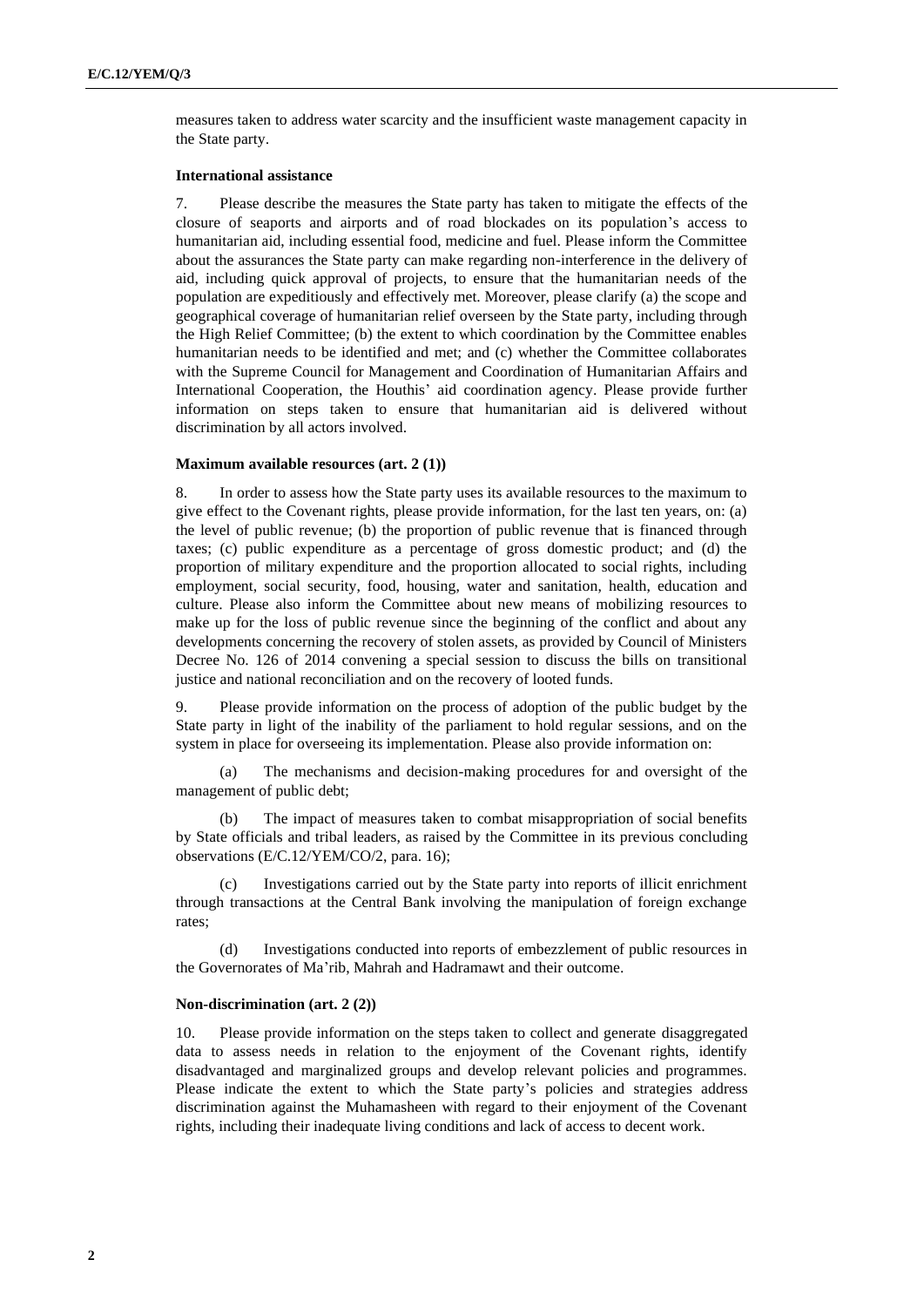measures taken to address water scarcity and the insufficient waste management capacity in the State party.

### International assistance

7. Please describe the measures the State party has taken to mitigate the effects of the closure of seaports and airports and of road blockades on its population's access to humanitarian aid, including essential food, medicine and fuel. Please inform the Committee about the assurances the State party can make regarding non-interference in the delivery of aid, including quick approval of projects, to ensure that the humanitarian needs of the population are expeditiously and effectively met. Moreover, please clarify (a) the scope and geographical coverage of humanitarian relief overseen by the State party, including through the High Relief Committee; (b) the extent to which coordination by the Committee enables humanitarian needs to be identified and met; and (c) whether the Committee collaborates with the Supreme Council for Management and Coordination of Humanitarian Affairs and International Cooperation, the Houthis' aid coordination agency. Please provide further information on steps taken to ensure that humanitarian aid is delivered without discrimination by all actors involved.

### Maximum available resources (art. 2 (1))

8. In order to assess how the State party uses its available resources to the maximum to give effect to the Covenant rights, please provide information, for the last ten years, on: (a) the level of public revenue; (b) the proportion of public revenue that is financed through taxes; (c) public expenditure as a percentage of gross domestic product; and (d) the proportion of military expenditure and the proportion allocated to social rights, including employment, social security, food, housing, water and sanitation, health, education and culture. Please also inform the Committee about new means of mobilizing resources to make up for the loss of public revenue since the beginning of the conflict and about any developments concerning the recovery of stolen assets, as provided by Council of Ministers Decree No. 126 of 2014 convening a special session to discuss the bills on transitional justice and national reconciliation and on the recovery of looted funds.

9. Please provide information on the process of adoption of the public budget by the State party in light of the inability of the parliament to hold regular sessions, and on the system in place for overseeing its implementation. Please also provide information on:

(a) The mechanisms and decision-making procedures for and oversight of the management of public debt;

(b) The impact of measures taken to combat misappropriation of social benefits by State officials and tribal leaders, as raised by the Committee in its previous concluding observations (E/C.12/YEM/CO/2, para. 16);

(c) Investigations carried out by the State party into reports of illicit enrichment through transactions at the Central Bank involving the manipulation of foreign exchange rates;

(d) Investigations conducted into reports of embezzlement of public resources in the Governorates of Ma'rib, Mahrah and Hadramawt and their outcome.

### Non-discrimination (art. 2 (2))

10. Please provide information on the steps taken to collect and generate disaggregated data to assess needs in relation to the enjoyment of the Covenant rights, identify disadvantaged and marginalized groups and develop relevant policies and programmes. Please indicate the extent to which the State party's policies and strategies address discrimination against the Muhamasheen with regard to their enjoyment of the Covenant rights, including their inadequate living conditions and lack of access to decent work.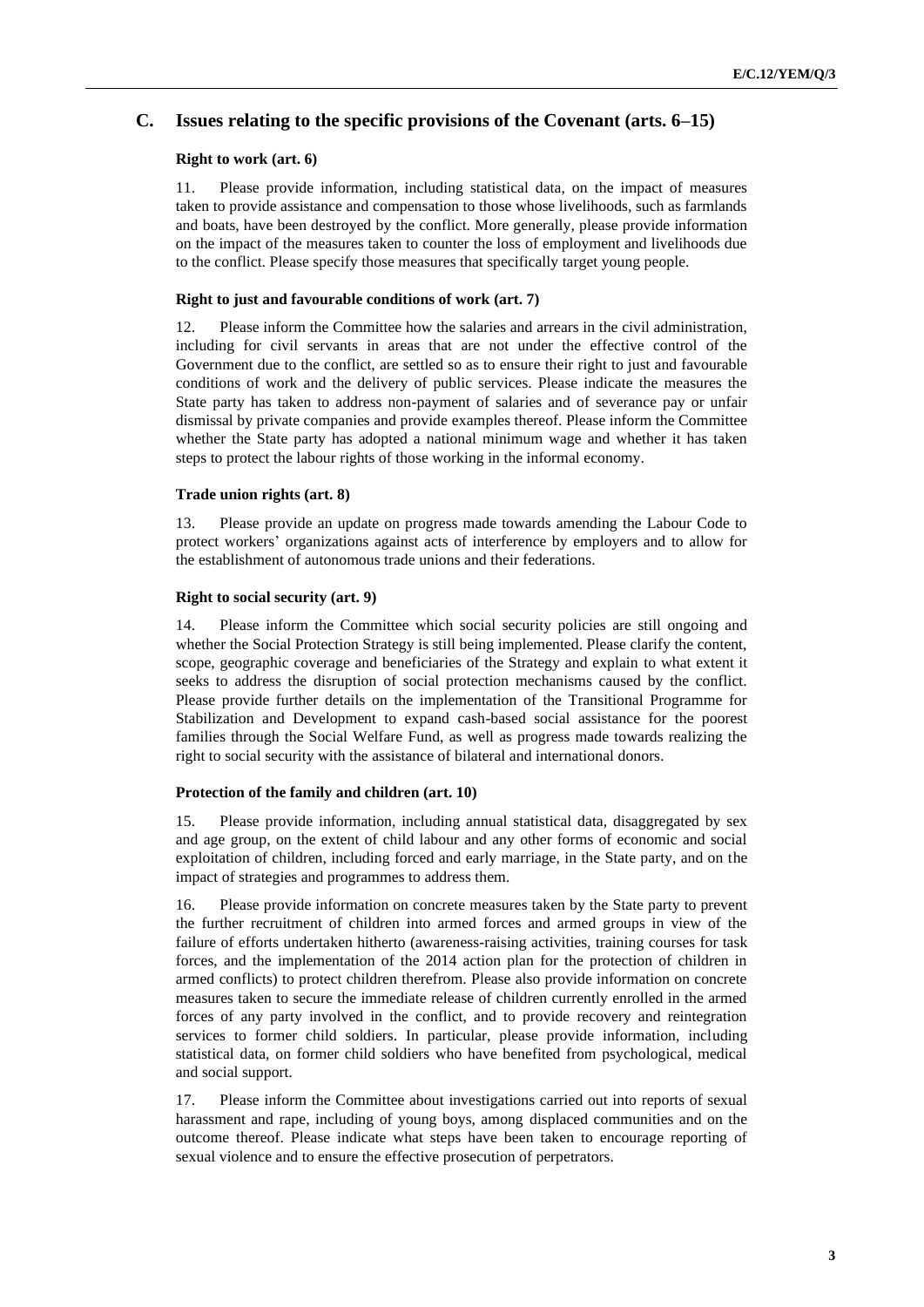## C. Issues relating to the specific provisions of the Covenant (arts. 6–15)

### Right to work (art. 6)

11. Please provide information, including statistical data, on the impact of measures taken to provide assistance and compensation to those whose livelihoods, such as farmlands and boats, have been destroyed by the conflict. More generally, please provide information on the impact of the measures taken to counter the loss of employment and livelihoods due to the conflict. Please specify those measures that specifically target young people.

### Right to just and favourable conditions of work (art. 7)

12. Please inform the Committee how the salaries and arrears in the civil administration, including for civil servants in areas that are not under the effective control of the Government due to the conflict, are settled so as to ensure their right to just and favourable conditions of work and the delivery of public services. Please indicate the measures the State party has taken to address non-payment of salaries and of severance pay or unfair dismissal by private companies and provide examples thereof. Please inform the Committee whether the State party has adopted a national minimum wage and whether it has taken steps to protect the labour rights of those working in the informal economy.

### Trade union rights (art. 8)

13. Please provide an update on progress made towards amending the Labour Code to protect workers' organizations against acts of interference by employers and to allow for the establishment of autonomous trade unions and their federations.

### Right to social security (art. 9)

14. Please inform the Committee which social security policies are still ongoing and whether the Social Protection Strategy is still being implemented. Please clarify the content, scope, geographic coverage and beneficiaries of the Strategy and explain to what extent it seeks to address the disruption of social protection mechanisms caused by the conflict. Please provide further details on the implementation of the Transitional Programme for Stabilization and Development to expand cash-based social assistance for the poorest families through the Social Welfare Fund, as well as progress made towards realizing the right to social security with the assistance of bilateral and international donors.

### Protection of the family and children (art. 10)

15. Please provide information, including annual statistical data, disaggregated by sex and age group, on the extent of child labour and any other forms of economic and social exploitation of children, including forced and early marriage, in the State party, and on the impact of strategies and programmes to address them.

16. Please provide information on concrete measures taken by the State party to prevent the further recruitment of children into armed forces and armed groups in view of the failure of efforts undertaken hitherto (awareness-raising activities, training courses for task forces, and the implementation of the 2014 action plan for the protection of children in armed conflicts) to protect children therefrom. Please also provide information on concrete measures taken to secure the immediate release of children currently enrolled in the armed forces of any party involved in the conflict, and to provide recovery and reintegration services to former child soldiers. In particular, please provide information, including statistical data, on former child soldiers who have benefited from psychological, medical and social support.

17. Please inform the Committee about investigations carried out into reports of sexual harassment and rape, including of young boys, among displaced communities and on the outcome thereof. Please indicate what steps have been taken to encourage reporting of sexual violence and to ensure the effective prosecution of perpetrators.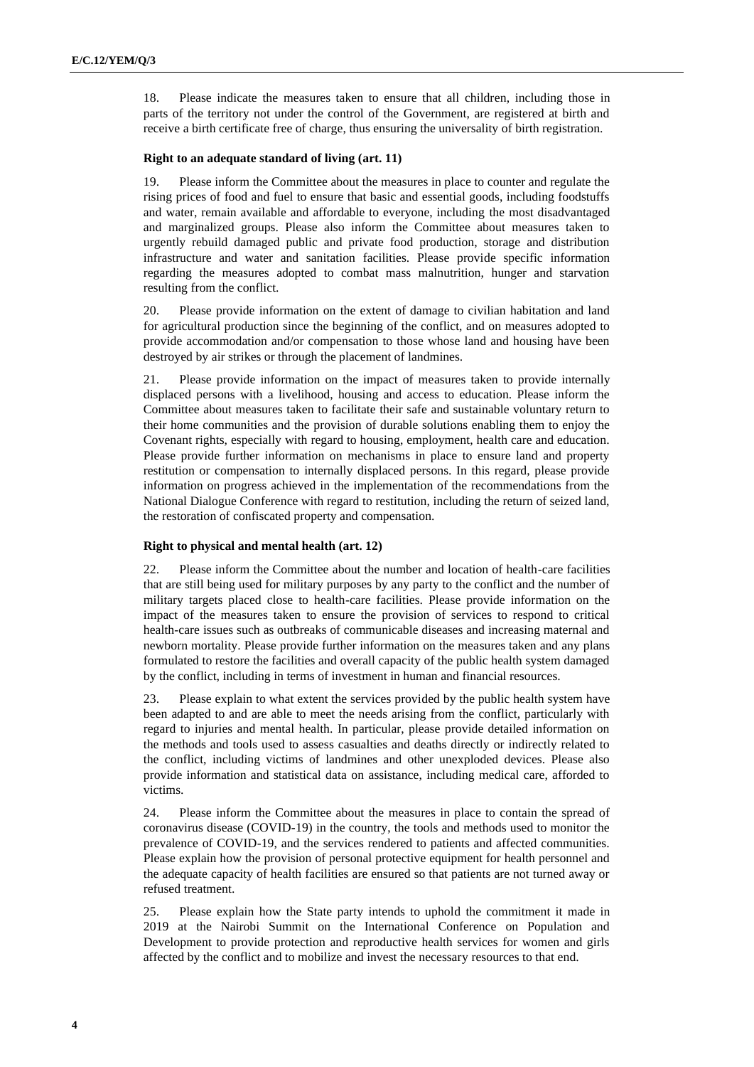18. Please indicate the measures taken to ensure that all children, including those in parts of the territory not under the control of the Government, are registered at birth and receive a birth certificate free of charge, thus ensuring the universality of birth registration.

### Right to an adequate standard of living (art. 11)

19. Please inform the Committee about the measures in place to counter and regulate the rising prices of food and fuel to ensure that basic and essential goods, including foodstuffs and water, remain available and affordable to everyone, including the most disadvantaged and marginalized groups. Please also inform the Committee about measures taken to urgently rebuild damaged public and private food production, storage and distribution infrastructure and water and sanitation facilities. Please provide specific information regarding the measures adopted to combat mass malnutrition, hunger and starvation resulting from the conflict.

20. Please provide information on the extent of damage to civilian habitation and land for agricultural production since the beginning of the conflict, and on measures adopted to provide accommodation and/or compensation to those whose land and housing have been destroyed by air strikes or through the placement of landmines.

21. Please provide information on the impact of measures taken to provide internally displaced persons with a livelihood, housing and access to education. Please inform the Committee about measures taken to facilitate their safe and sustainable voluntary return to their home communities and the provision of durable solutions enabling them to enjoy the Covenant rights, especially with regard to housing, employment, health care and education. Please provide further information on mechanisms in place to ensure land and property restitution or compensation to internally displaced persons. In this regard, please provide information on progress achieved in the implementation of the recommendations from the National Dialogue Conference with regard to restitution, including the return of seized land, the restoration of confiscated property and compensation.

### Right to physical and mental health (art. 12)

22. Please inform the Committee about the number and location of health-care facilities that are still being used for military purposes by any party to the conflict and the number of military targets placed close to health-care facilities. Please provide information on the impact of the measures taken to ensure the provision of services to respond to critical health-care issues such as outbreaks of communicable diseases and increasing maternal and newborn mortality. Please provide further information on the measures taken and any plans formulated to restore the facilities and overall capacity of the public health system damaged by the conflict, including in terms of investment in human and financial resources.

23. Please explain to what extent the services provided by the public health system have been adapted to and are able to meet the needs arising from the conflict, particularly with regard to injuries and mental health. In particular, please provide detailed information on the methods and tools used to assess casualties and deaths directly or indirectly related to the conflict, including victims of landmines and other unexploded devices. Please also provide information and statistical data on assistance, including medical care, afforded to victims.

24. Please inform the Committee about the measures in place to contain the spread of coronavirus disease (COVID-19) in the country, the tools and methods used to monitor the prevalence of COVID-19, and the services rendered to patients and affected communities. Please explain how the provision of personal protective equipment for health personnel and the adequate capacity of health facilities are ensured so that patients are not turned away or refused treatment.

25. Please explain how the State party intends to uphold the commitment it made in 2019 at the Nairobi Summit on the International Conference on Population and Development to provide protection and reproductive health services for women and girls affected by the conflict and to mobilize and invest the necessary resources to that end.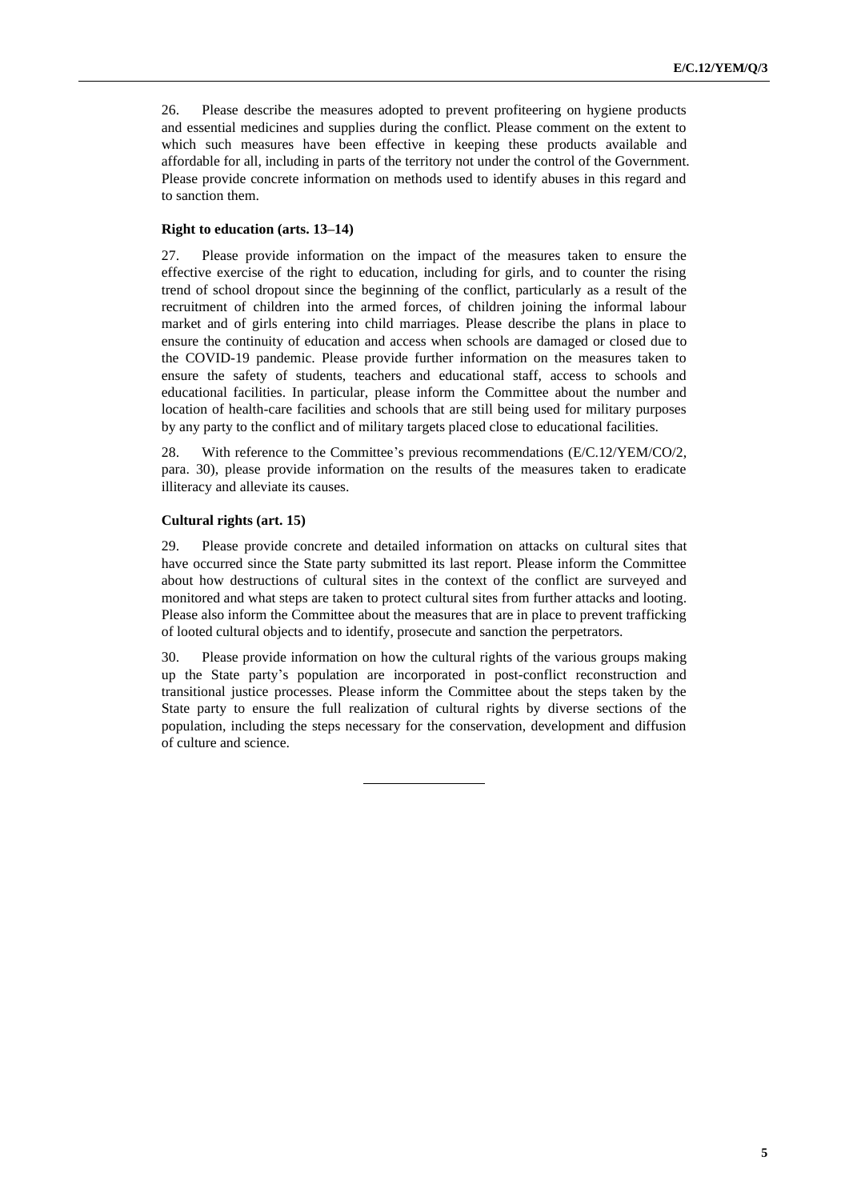26. Please describe the measures adopted to prevent profiteering on hygiene products and essential medicines and supplies during the conflict. Please comment on the extent to which such measures have been effective in keeping these products available and affordable for all, including in parts of the territory not under the control of the Government. Please provide concrete information on methods used to identify abuses in this regard and to sanction them.

### Right to education (arts. 13–14)

27. Please provide information on the impact of the measures taken to ensure the effective exercise of the right to education, including for girls, and to counter the rising trend of school dropout since the beginning of the conflict, particularly as a result of the recruitment of children into the armed forces, of children joining the informal labour market and of girls entering into child marriages. Please describe the plans in place to ensure the continuity of education and access when schools are damaged or closed due to the COVID-19 pandemic. Please provide further information on the measures taken to ensure the safety of students, teachers and educational staff, access to schools and educational facilities. In particular, please inform the Committee about the number and location of health-care facilities and schools that are still being used for military purposes by any party to the conflict and of military targets placed close to educational facilities.

28. With reference to the Committee's previous recommendations (E/C.12/YEM/CO/2, para. 30), please provide information on the results of the measures taken to eradicate illiteracy and alleviate its causes.

### Cultural rights (art. 15)

29. Please provide concrete and detailed information on attacks on cultural sites that have occurred since the State party submitted its last report. Please inform the Committee about how destructions of cultural sites in the context of the conflict are surveyed and monitored and what steps are taken to protect cultural sites from further attacks and looting. Please also inform the Committee about the measures that are in place to prevent trafficking of looted cultural objects and to identify, prosecute and sanction the perpetrators.

30. Please provide information on how the cultural rights of the various groups making up the State party's population are incorporated in post-conflict reconstruction and transitional justice processes. Please inform the Committee about the steps taken by the State party to ensure the full realization of cultural rights by diverse sections of the population, including the steps necessary for the conservation, development and diffusion of culture and science.